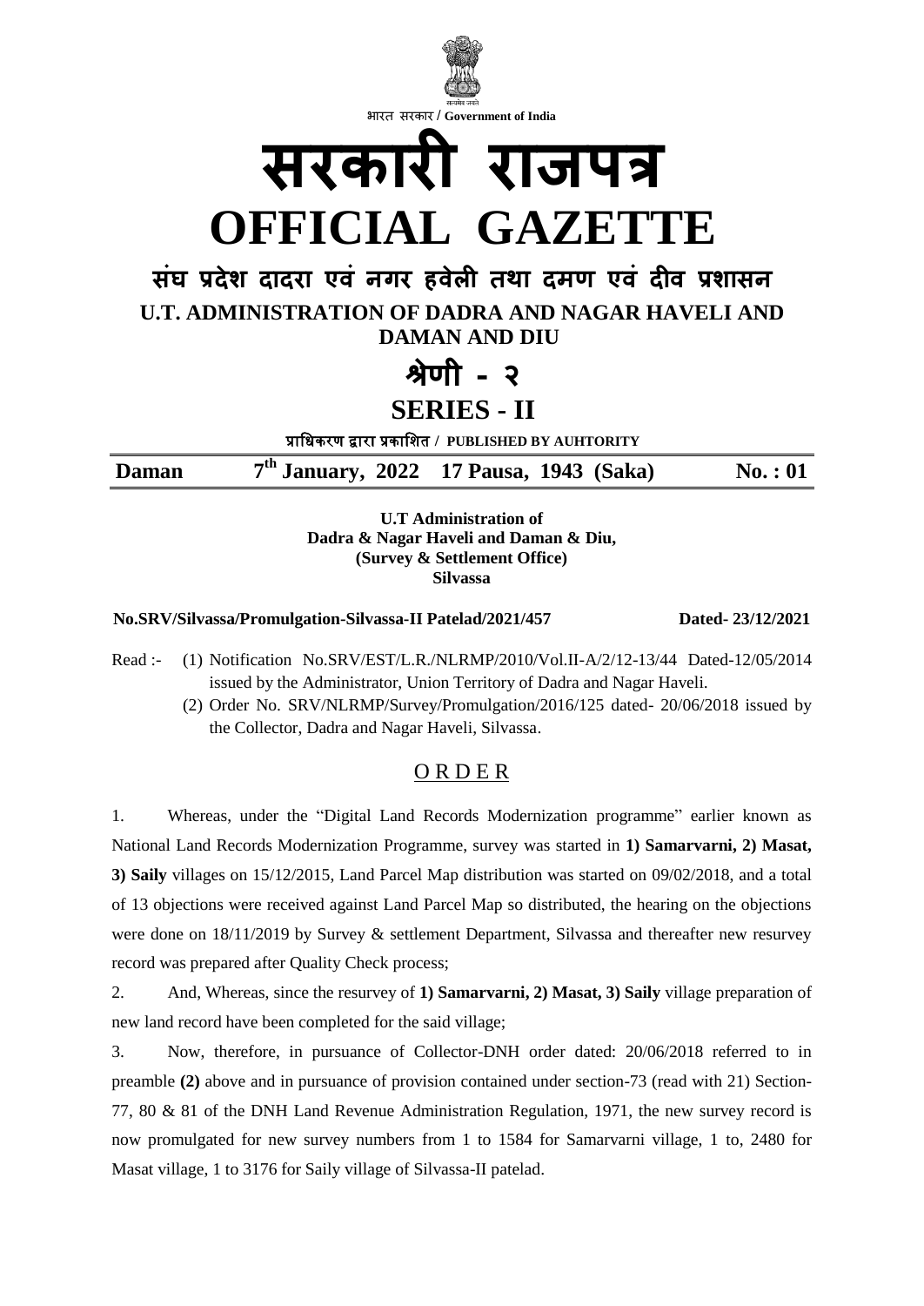भारत सरकार / Government of India

# सरकारी राजपत्र
# OFFICIAL GAZETTE

## संघ प्रदेश दादरा एवं नगर हवेली तथा दमण एवं दीव प्रशासन
## U.T. ADMINISTRATION OF DADRA AND NAGAR HAVELI AND DAMAN AND DIU

## श्रेणी - २
## SERIES - II

प्राधिकरण द्वारा प्रकाशित / PUBLISHED BY AUHTORITY

**Daman　　7th January, 2022　17 Pausa, 1943 (Saka)　　No. : 01**

**U.T Administration of**
**Dadra & Nagar Haveli and Daman & Diu,**
**(Survey & Settlement Office)**
**Silvassa**

**No.SRV/Silvassa/Promulgation-Silvassa-II Patelad/2021/457　　Dated- 23/12/2021**

Read :- (1) Notification No.SRV/EST/L.R./NLRMP/2010/Vol.II-A/2/12-13/44 Dated-12/05/2014 issued by the Administrator, Union Territory of Dadra and Nagar Haveli.

(2) Order No. SRV/NLRMP/Survey/Promulgation/2016/125 dated- 20/06/2018 issued by the Collector, Dadra and Nagar Haveli, Silvassa.

## O R D E R

1. Whereas, under the "Digital Land Records Modernization programme" earlier known as National Land Records Modernization Programme, survey was started in **1) Samarvarni, 2) Masat, 3) Saily** villages on 15/12/2015, Land Parcel Map distribution was started on 09/02/2018, and a total of 13 objections were received against Land Parcel Map so distributed, the hearing on the objections were done on 18/11/2019 by Survey & settlement Department, Silvassa and thereafter new resurvey record was prepared after Quality Check process;

2. And, Whereas, since the resurvey of **1) Samarvarni, 2) Masat, 3) Saily** village preparation of new land record have been completed for the said village;

3. Now, therefore, in pursuance of Collector-DNH order dated: 20/06/2018 referred to in preamble **(2)** above and in pursuance of provision contained under section-73 (read with 21) Section-77, 80 & 81 of the DNH Land Revenue Administration Regulation, 1971, the new survey record is now promulgated for new survey numbers from 1 to 1584 for Samarvarni village, 1 to, 2480 for Masat village, 1 to 3176 for Saily village of Silvassa-II patelad.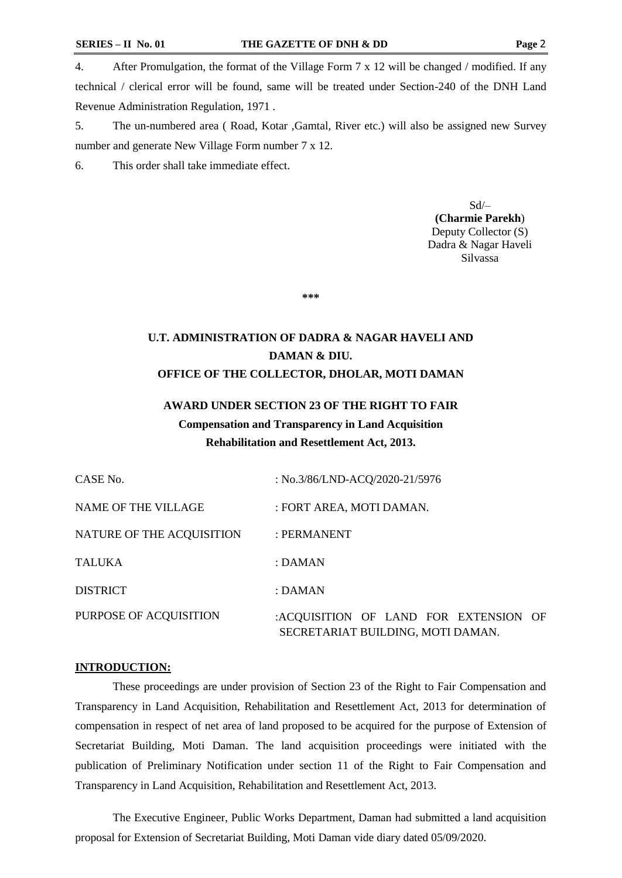4. After Promulgation, the format of the Village Form 7 x 12 will be changed / modified. If any technical / clerical error will be found, same will be treated under Section-240 of the DNH Land Revenue Administration Regulation, 1971 .

5. The un-numbered area ( Road, Kotar ,Gamtal, River etc.) will also be assigned new Survey number and generate New Village Form number 7 x 12.

6. This order shall take immediate effect.

Sd/–
**(Charmie Parekh**)
Deputy Collector (S)
Dadra & Nagar Haveli
Silvassa

\*\*\*

## U.T. ADMINISTRATION OF DADRA & NAGAR HAVELI AND DAMAN & DIU.
## OFFICE OF THE COLLECTOR, DHOLAR, MOTI DAMAN

### AWARD UNDER SECTION 23 OF THE RIGHT TO FAIR Compensation and Transparency in Land Acquisition Rehabilitation and Resettlement Act, 2013.

| | |
|---|---|
| CASE No. | : No.3/86/LND-ACQ/2020-21/5976 |
| NAME OF THE VILLAGE | : FORT AREA, MOTI DAMAN. |
| NATURE OF THE ACQUISITION | : PERMANENT |
| TALUKA | : DAMAN |
| DISTRICT | : DAMAN |
| PURPOSE OF ACQUISITION | :ACQUISITION OF LAND FOR EXTENSION OF SECRETARIAT BUILDING, MOTI DAMAN. |

**INTRODUCTION:**

These proceedings are under provision of Section 23 of the Right to Fair Compensation and Transparency in Land Acquisition, Rehabilitation and Resettlement Act, 2013 for determination of compensation in respect of net area of land proposed to be acquired for the purpose of Extension of Secretariat Building, Moti Daman. The land acquisition proceedings were initiated with the publication of Preliminary Notification under section 11 of the Right to Fair Compensation and Transparency in Land Acquisition, Rehabilitation and Resettlement Act, 2013.

The Executive Engineer, Public Works Department, Daman had submitted a land acquisition proposal for Extension of Secretariat Building, Moti Daman vide diary dated 05/09/2020.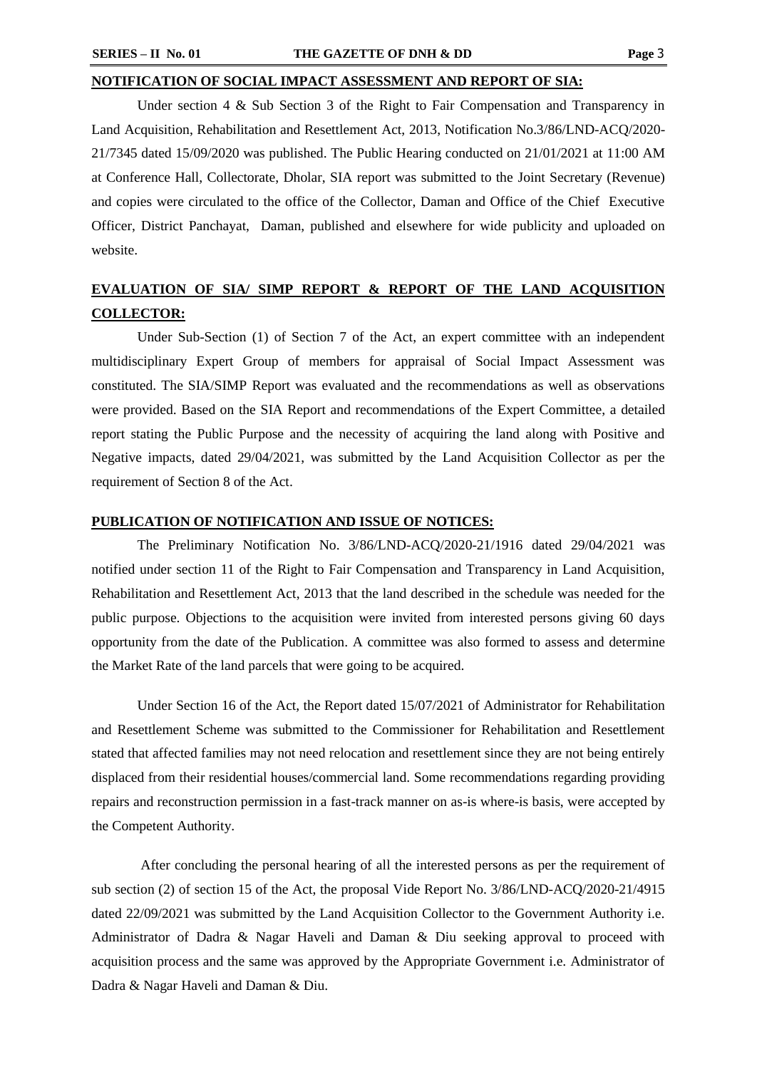**NOTIFICATION OF SOCIAL IMPACT ASSESSMENT AND REPORT OF SIA:**

Under section 4 & Sub Section 3 of the Right to Fair Compensation and Transparency in Land Acquisition, Rehabilitation and Resettlement Act, 2013, Notification No.3/86/LND-ACQ/2020-21/7345 dated 15/09/2020 was published. The Public Hearing conducted on 21/01/2021 at 11:00 AM at Conference Hall, Collectorate, Dholar, SIA report was submitted to the Joint Secretary (Revenue) and copies were circulated to the office of the Collector, Daman and Office of the Chief Executive Officer, District Panchayat, Daman, published and elsewhere for wide publicity and uploaded on website.

**EVALUATION OF SIA/ SIMP REPORT & REPORT OF THE LAND ACQUISITION COLLECTOR:**

Under Sub-Section (1) of Section 7 of the Act, an expert committee with an independent multidisciplinary Expert Group of members for appraisal of Social Impact Assessment was constituted. The SIA/SIMP Report was evaluated and the recommendations as well as observations were provided. Based on the SIA Report and recommendations of the Expert Committee, a detailed report stating the Public Purpose and the necessity of acquiring the land along with Positive and Negative impacts, dated 29/04/2021, was submitted by the Land Acquisition Collector as per the requirement of Section 8 of the Act.

**PUBLICATION OF NOTIFICATION AND ISSUE OF NOTICES:**

The Preliminary Notification No. 3/86/LND-ACQ/2020-21/1916 dated 29/04/2021 was notified under section 11 of the Right to Fair Compensation and Transparency in Land Acquisition, Rehabilitation and Resettlement Act, 2013 that the land described in the schedule was needed for the public purpose. Objections to the acquisition were invited from interested persons giving 60 days opportunity from the date of the Publication. A committee was also formed to assess and determine the Market Rate of the land parcels that were going to be acquired.

Under Section 16 of the Act, the Report dated 15/07/2021 of Administrator for Rehabilitation and Resettlement Scheme was submitted to the Commissioner for Rehabilitation and Resettlement stated that affected families may not need relocation and resettlement since they are not being entirely displaced from their residential houses/commercial land. Some recommendations regarding providing repairs and reconstruction permission in a fast-track manner on as-is where-is basis, were accepted by the Competent Authority.

After concluding the personal hearing of all the interested persons as per the requirement of sub section (2) of section 15 of the Act, the proposal Vide Report No. 3/86/LND-ACQ/2020-21/4915 dated 22/09/2021 was submitted by the Land Acquisition Collector to the Government Authority i.e. Administrator of Dadra & Nagar Haveli and Daman & Diu seeking approval to proceed with acquisition process and the same was approved by the Appropriate Government i.e. Administrator of Dadra & Nagar Haveli and Daman & Diu.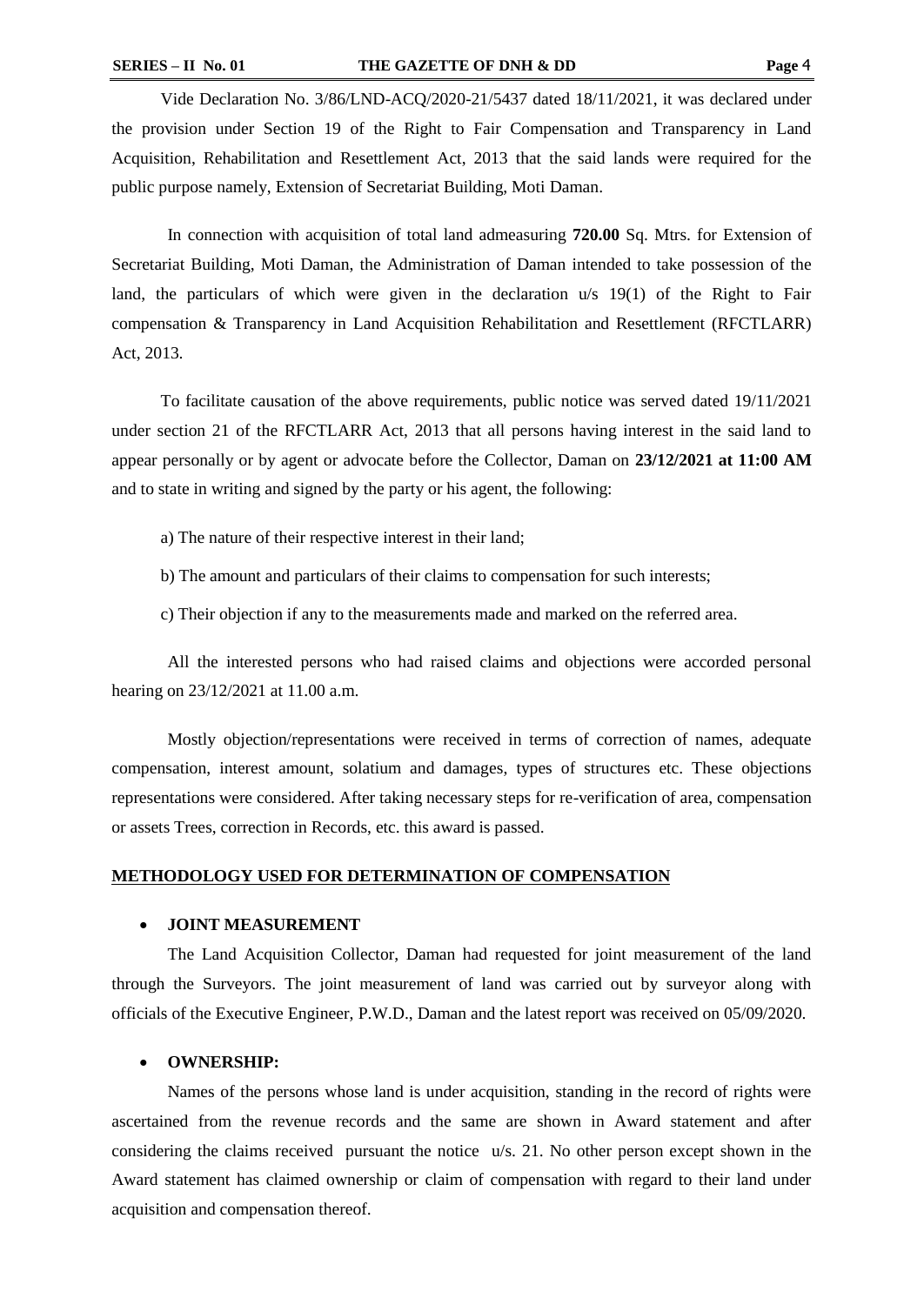Vide Declaration No. 3/86/LND-ACQ/2020-21/5437 dated 18/11/2021, it was declared under the provision under Section 19 of the Right to Fair Compensation and Transparency in Land Acquisition, Rehabilitation and Resettlement Act, 2013 that the said lands were required for the public purpose namely, Extension of Secretariat Building, Moti Daman.

In connection with acquisition of total land admeasuring **720.00** Sq. Mtrs. for Extension of Secretariat Building, Moti Daman, the Administration of Daman intended to take possession of the land, the particulars of which were given in the declaration u/s 19(1) of the Right to Fair compensation & Transparency in Land Acquisition Rehabilitation and Resettlement (RFCTLARR) Act, 2013.

To facilitate causation of the above requirements, public notice was served dated 19/11/2021 under section 21 of the RFCTLARR Act, 2013 that all persons having interest in the said land to appear personally or by agent or advocate before the Collector, Daman on **23/12/2021 at 11:00 AM** and to state in writing and signed by the party or his agent, the following:

a) The nature of their respective interest in their land;

b) The amount and particulars of their claims to compensation for such interests;

c) Their objection if any to the measurements made and marked on the referred area.

All the interested persons who had raised claims and objections were accorded personal hearing on 23/12/2021 at 11.00 a.m.

Mostly objection/representations were received in terms of correction of names, adequate compensation, interest amount, solatium and damages, types of structures etc. These objections representations were considered. After taking necessary steps for re-verification of area, compensation or assets Trees, correction in Records, etc. this award is passed.

## METHODOLOGY USED FOR DETERMINATION OF COMPENSATION

- **JOINT MEASUREMENT**

The Land Acquisition Collector, Daman had requested for joint measurement of the land through the Surveyors. The joint measurement of land was carried out by surveyor along with officials of the Executive Engineer, P.W.D., Daman and the latest report was received on 05/09/2020.

- **OWNERSHIP:**

Names of the persons whose land is under acquisition, standing in the record of rights were ascertained from the revenue records and the same are shown in Award statement and after considering the claims received pursuant the notice u/s. 21. No other person except shown in the Award statement has claimed ownership or claim of compensation with regard to their land under acquisition and compensation thereof.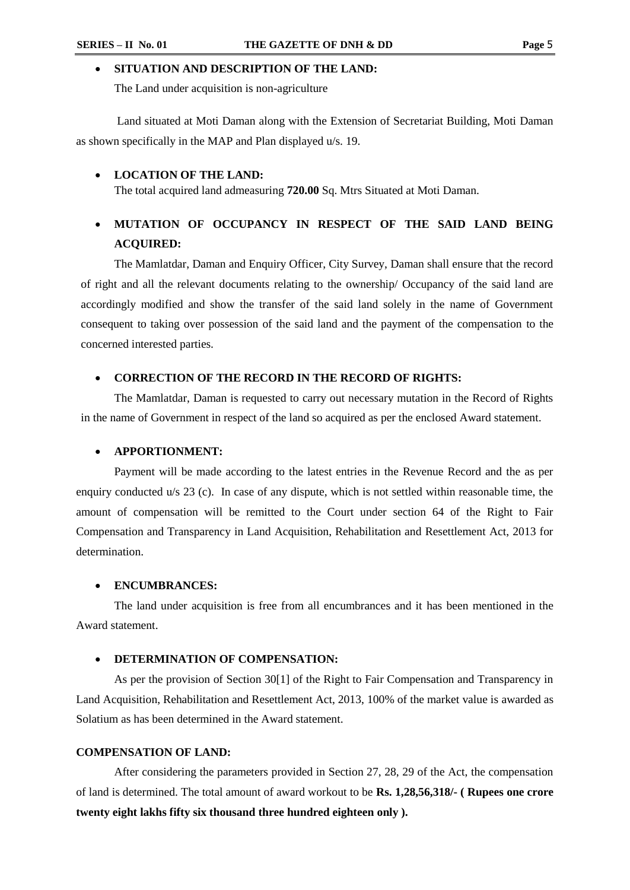- **SITUATION AND DESCRIPTION OF THE LAND:**

  The Land under acquisition is non-agriculture

Land situated at Moti Daman along with the Extension of Secretariat Building, Moti Daman as shown specifically in the MAP and Plan displayed u/s. 19.

- **LOCATION OF THE LAND:**

  The total acquired land admeasuring **720.00** Sq. Mtrs Situated at Moti Daman.

- **MUTATION OF OCCUPANCY IN RESPECT OF THE SAID LAND BEING ACQUIRED:**

  The Mamlatdar, Daman and Enquiry Officer, City Survey, Daman shall ensure that the record of right and all the relevant documents relating to the ownership/ Occupancy of the said land are accordingly modified and show the transfer of the said land solely in the name of Government consequent to taking over possession of the said land and the payment of the compensation to the concerned interested parties.

- **CORRECTION OF THE RECORD IN THE RECORD OF RIGHTS:**

  The Mamlatdar, Daman is requested to carry out necessary mutation in the Record of Rights in the name of Government in respect of the land so acquired as per the enclosed Award statement.

- **APPORTIONMENT:**

  Payment will be made according to the latest entries in the Revenue Record and the as per enquiry conducted u/s 23 (c). In case of any dispute, which is not settled within reasonable time, the amount of compensation will be remitted to the Court under section 64 of the Right to Fair Compensation and Transparency in Land Acquisition, Rehabilitation and Resettlement Act, 2013 for determination.

- **ENCUMBRANCES:**

  The land under acquisition is free from all encumbrances and it has been mentioned in the Award statement.

- **DETERMINATION OF COMPENSATION:**

  As per the provision of Section 30[1] of the Right to Fair Compensation and Transparency in Land Acquisition, Rehabilitation and Resettlement Act, 2013, 100% of the market value is awarded as Solatium as has been determined in the Award statement.

**COMPENSATION OF LAND:**

After considering the parameters provided in Section 27, 28, 29 of the Act, the compensation of land is determined. The total amount of award workout to be **Rs. 1,28,56,318/- ( Rupees one crore twenty eight lakhs fifty six thousand three hundred eighteen only ).**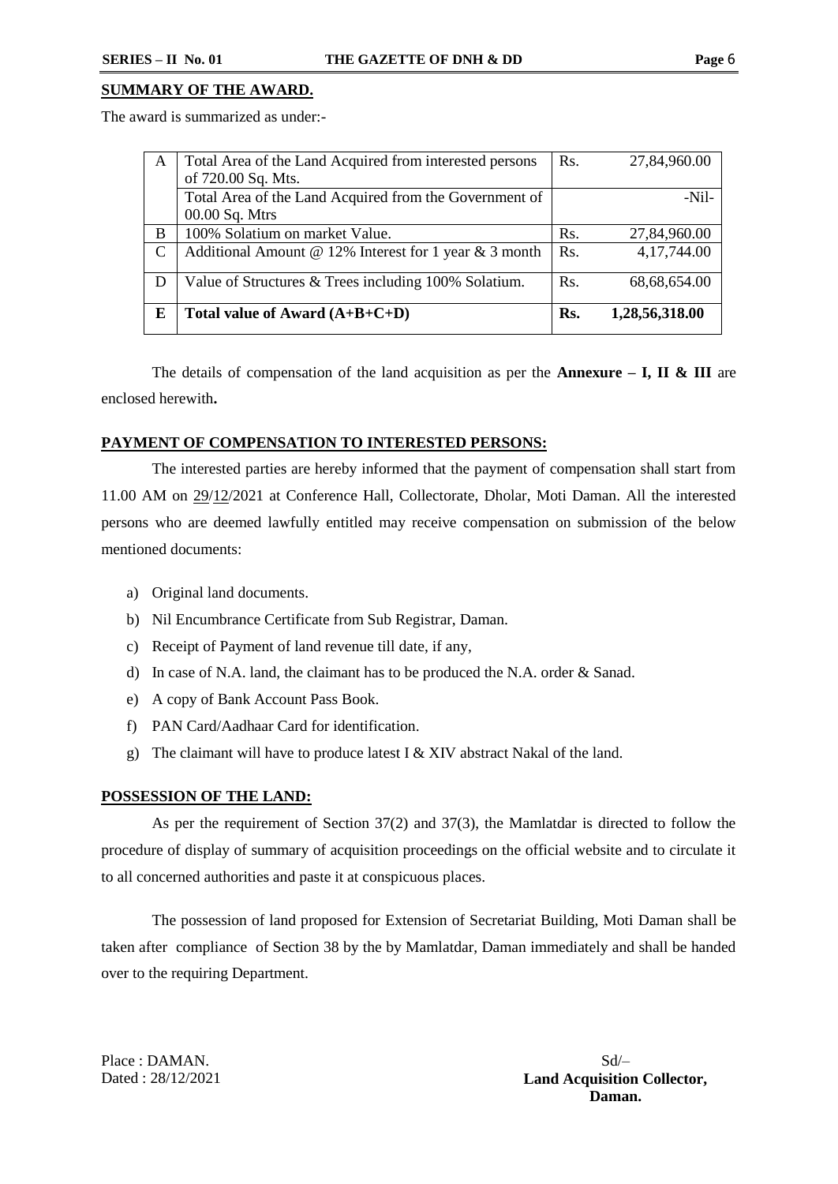## SUMMARY OF THE AWARD.

The award is summarized as under:-

| | | | |
|---|---|---|---|
| A | Total Area of the Land Acquired from interested persons of 720.00 Sq. Mts. | Rs. | 27,84,960.00 |
| | Total Area of the Land Acquired from the Government of 00.00 Sq. Mtrs | | -Nil- |
| B | 100% Solatium on market Value. | Rs. | 27,84,960.00 |
| C | Additional Amount @ 12% Interest for 1 year & 3 month | Rs. | 4,17,744.00 |
| D | Value of Structures & Trees including 100% Solatium. | Rs. | 68,68,654.00 |
| **E** | **Total value of Award (A+B+C+D)** | **Rs.** | **1,28,56,318.00** |

The details of compensation of the land acquisition as per the **Annexure – I, II & III** are enclosed herewith**.**

## PAYMENT OF COMPENSATION TO INTERESTED PERSONS:

The interested parties are hereby informed that the payment of compensation shall start from 11.00 AM on 29/12/2021 at Conference Hall, Collectorate, Dholar, Moti Daman. All the interested persons who are deemed lawfully entitled may receive compensation on submission of the below mentioned documents:

a) Original land documents.
b) Nil Encumbrance Certificate from Sub Registrar, Daman.
c) Receipt of Payment of land revenue till date, if any,
d) In case of N.A. land, the claimant has to be produced the N.A. order & Sanad.
e) A copy of Bank Account Pass Book.
f) PAN Card/Aadhaar Card for identification.
g) The claimant will have to produce latest I & XIV abstract Nakal of the land.

## POSSESSION OF THE LAND:

As per the requirement of Section 37(2) and 37(3), the Mamlatdar is directed to follow the procedure of display of summary of acquisition proceedings on the official website and to circulate it to all concerned authorities and paste it at conspicuous places.

The possession of land proposed for Extension of Secretariat Building, Moti Daman shall be taken after compliance of Section 38 by the by Mamlatdar, Daman immediately and shall be handed over to the requiring Department.

Place : DAMAN.
Dated : 28/12/2021

Sd/–
**Land Acquisition Collector,**
**Daman.**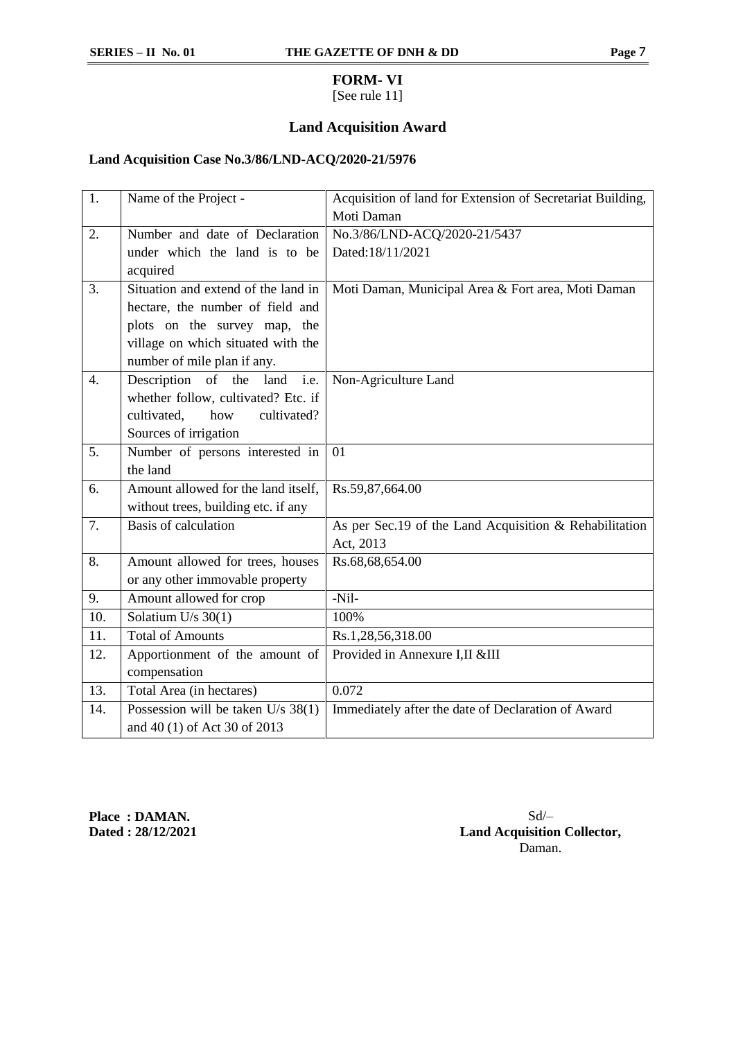# FORM- VI

[See rule 11]

## Land Acquisition Award

**Land Acquisition Case No.3/86/LND-ACQ/2020-21/5976**

| | | |
|---|---|---|
| 1. | Name of the Project - | Acquisition of land for Extension of Secretariat Building, Moti Daman |
| 2. | Number and date of Declaration under which the land is to be acquired | No.3/86/LND-ACQ/2020-21/5437 Dated:18/11/2021 |
| 3. | Situation and extend of the land in hectare, the number of field and plots on the survey map, the village on which situated with the number of mile plan if any. | Moti Daman, Municipal Area & Fort area, Moti Daman |
| 4. | Description of the land i.e. whether follow, cultivated? Etc. if cultivated, how cultivated? Sources of irrigation | Non-Agriculture Land |
| 5. | Number of persons interested in the land | 01 |
| 6. | Amount allowed for the land itself, without trees, building etc. if any | Rs.59,87,664.00 |
| 7. | Basis of calculation | As per Sec.19 of the Land Acquisition & Rehabilitation Act, 2013 |
| 8. | Amount allowed for trees, houses or any other immovable property | Rs.68,68,654.00 |
| 9. | Amount allowed for crop | -Nil- |
| 10. | Solatium U/s 30(1) | 100% |
| 11. | Total of Amounts | Rs.1,28,56,318.00 |
| 12. | Apportionment of the amount of compensation | Provided in Annexure I,II &III |
| 13. | Total Area (in hectares) | 0.072 |
| 14. | Possession will be taken U/s 38(1) and 40 (1) of Act 30 of 2013 | Immediately after the date of Declaration of Award |

**Place : DAMAN.**
**Dated : 28/12/2021**

Sd/–
**Land Acquisition Collector,**
Daman.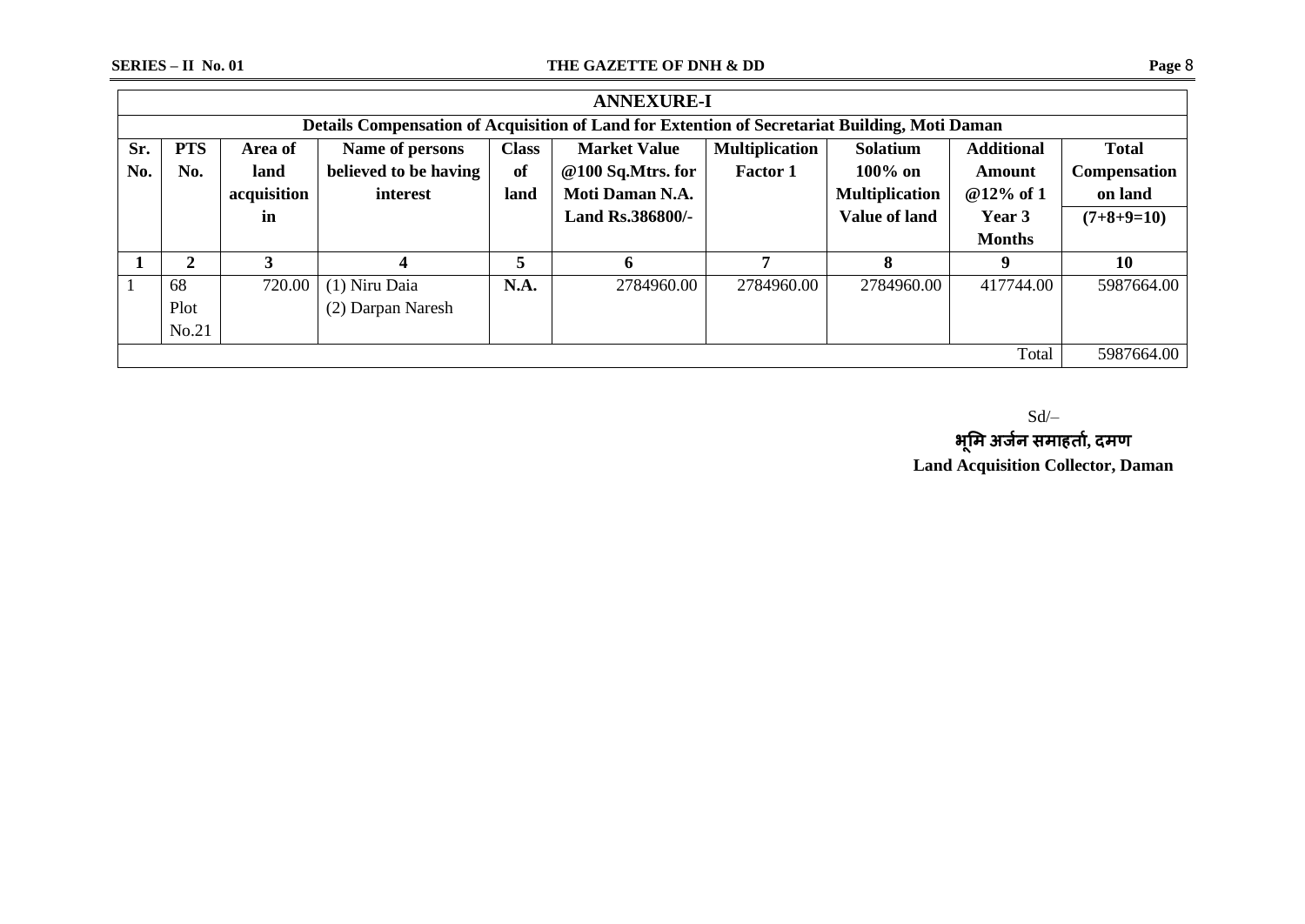## ANNEXURE-I

### Details Compensation of Acquisition of Land for Extention of Secretariat Building, Moti Daman

| Sr. No. | PTS No. | Area of land acquisition in | Name of persons believed to be having interest | Class of land | Market Value @100 Sq.Mtrs. for Moti Daman N.A. Land Rs.386800/- | Multiplication Factor 1 | Solatium 100% on Multiplication Value of land | Additional Amount @12% of 1 Year 3 Months | Total Compensation on land (7+8+9=10) |
|---|---|---|---|---|---|---|---|---|---|
| **1** | **2** | **3** | **4** | **5** | **6** | **7** | **8** | **9** | **10** |
| 1 | 68 Plot No.21 | 720.00 | (1) Niru Daia (2) Darpan Naresh | **N.A.** | 2784960.00 | 2784960.00 | 2784960.00 | 417744.00 | 5987664.00 |
| | | | | | | | | Total | 5987664.00 |

Sd/–

**भूमि अर्जन समाहर्ता, दमण**

**Land Acquisition Collector, Daman**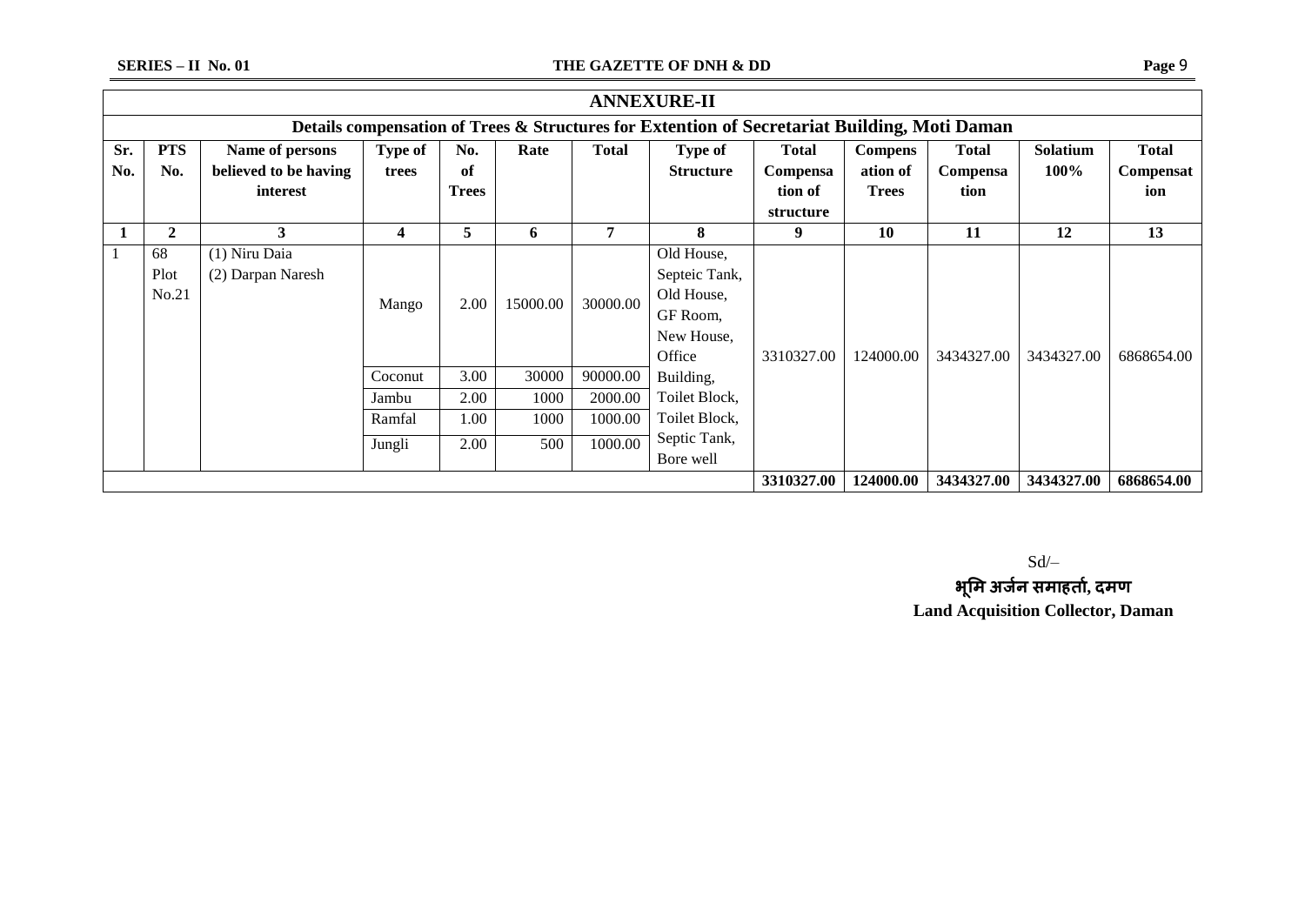## ANNEXURE-II

### Details compensation of Trees & Structures for Extention of Secretariat Building, Moti Daman

| Sr. No. | PTS No. | Name of persons believed to be having interest | Type of trees | No. of Trees | Rate | Total | Type of Structure | Total Compensation of structure | Compensation of Trees | Total Compensation | Solatium 100% | Total Compensation |
|---|---|---|---|---|---|---|---|---|---|---|---|---|
| 1 | 2 | 3 | 4 | 5 | 6 | 7 | 8 | 9 | 10 | 11 | 12 | 13 |
| 1 | 68 Plot No.21 | (1) Niru Daia (2) Darpan Naresh | Mango | 2.00 | 15000.00 | 30000.00 | Old House, Septeic Tank, Old House, GF Room, New House, Office Building, Toilet Block, Toilet Block, Septic Tank, Bore well | 3310327.00 | 124000.00 | 3434327.00 | 3434327.00 | 6868654.00 |
| | | | Coconut | 3.00 | 30000 | 90000.00 | | | | | | |
| | | | Jambu | 2.00 | 1000 | 2000.00 | | | | | | |
| | | | Ramfal | 1.00 | 1000 | 1000.00 | | | | | | |
| | | | Jungli | 2.00 | 500 | 1000.00 | | | | | | |
| | | | | | | | | **3310327.00** | **124000.00** | **3434327.00** | **3434327.00** | **6868654.00** |

Sd/–

**भूमि अर्जन समाहर्ता, दमण**

**Land Acquisition Collector, Daman**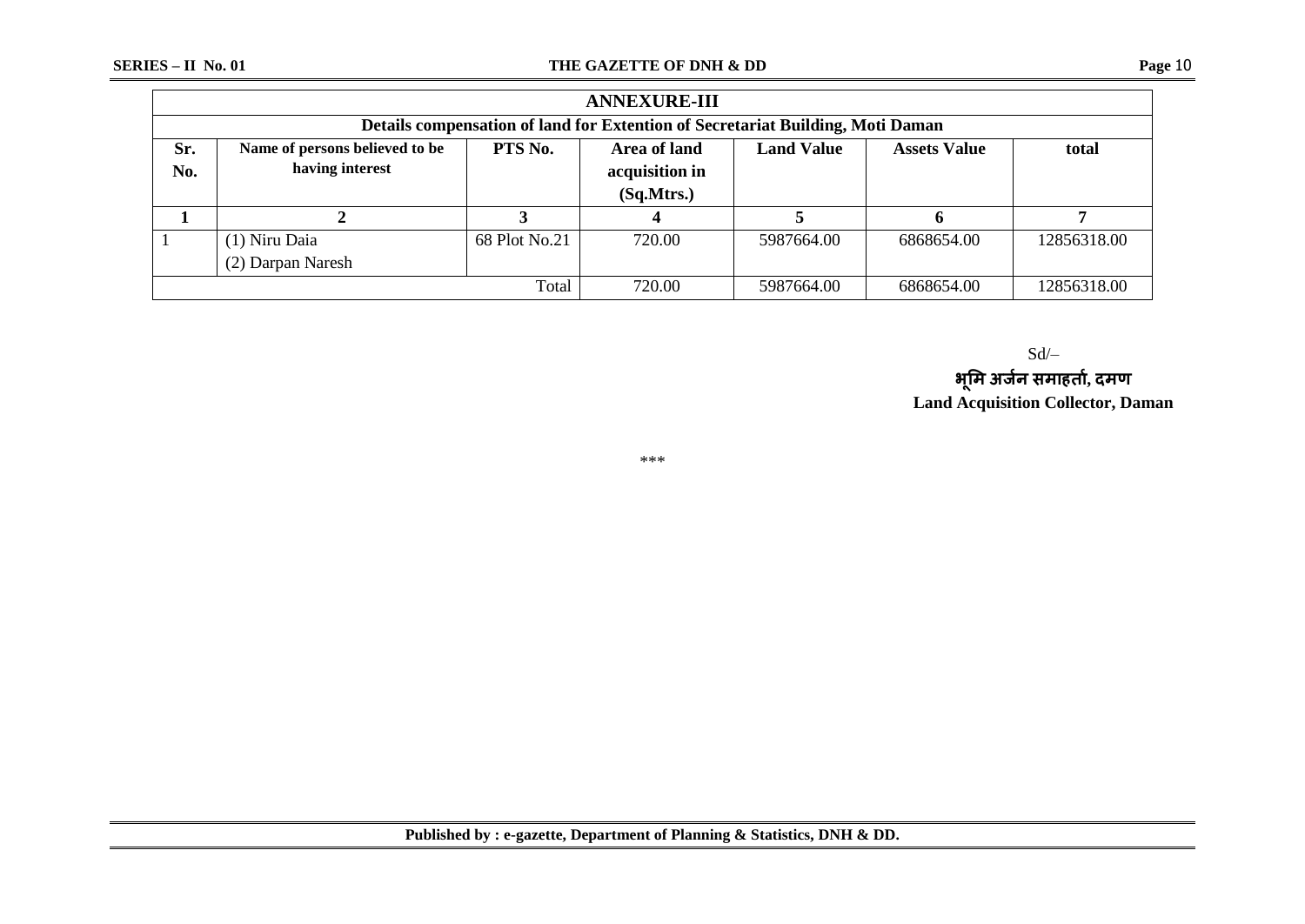| ANNEXURE-III | | | | | | |
|---|---|---|---|---|---|---|
| **Details compensation of land for Extention of Secretariat Building, Moti Daman** | | | | | | |
| **Sr. No.** | **Name of persons believed to be having interest** | **PTS No.** | **Area of land acquisition in (Sq.Mtrs.)** | **Land Value** | **Assets Value** | **total** |
| **1** | **2** | **3** | **4** | **5** | **6** | **7** |
| 1 | (1) Niru Daia<br>(2) Darpan Naresh | 68 Plot No.21 | 720.00 | 5987664.00 | 6868654.00 | 12856318.00 |
| | | Total | 720.00 | 5987664.00 | 6868654.00 | 12856318.00 |

Sd/–

**भूमि अर्जन समाहर्ता, दमण**

**Land Acquisition Collector, Daman**

\*\*\*

**Published by : e-gazette, Department of Planning & Statistics, DNH & DD.**